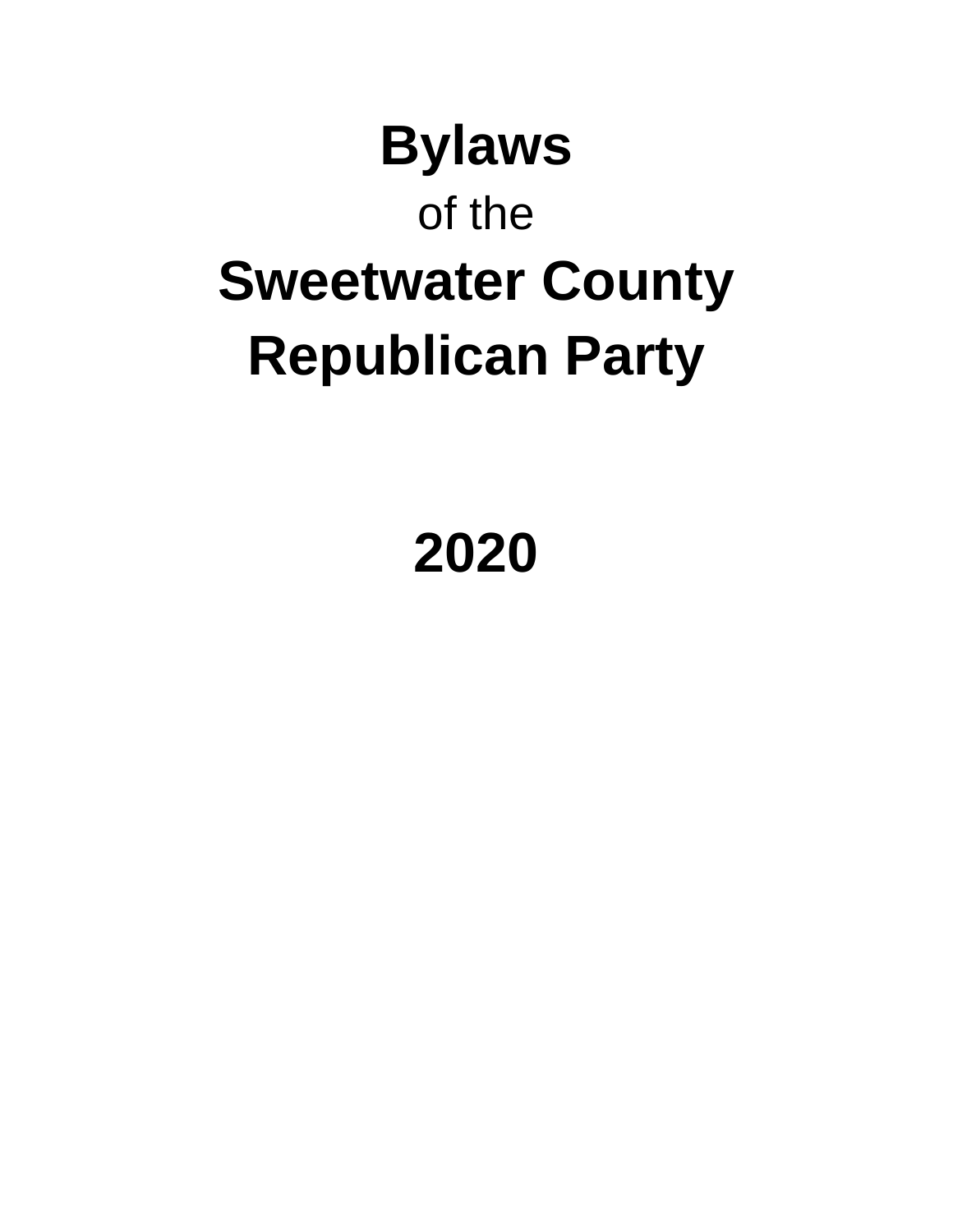# Bylaws

of the

# Sweetwater County Republican Party

# 2020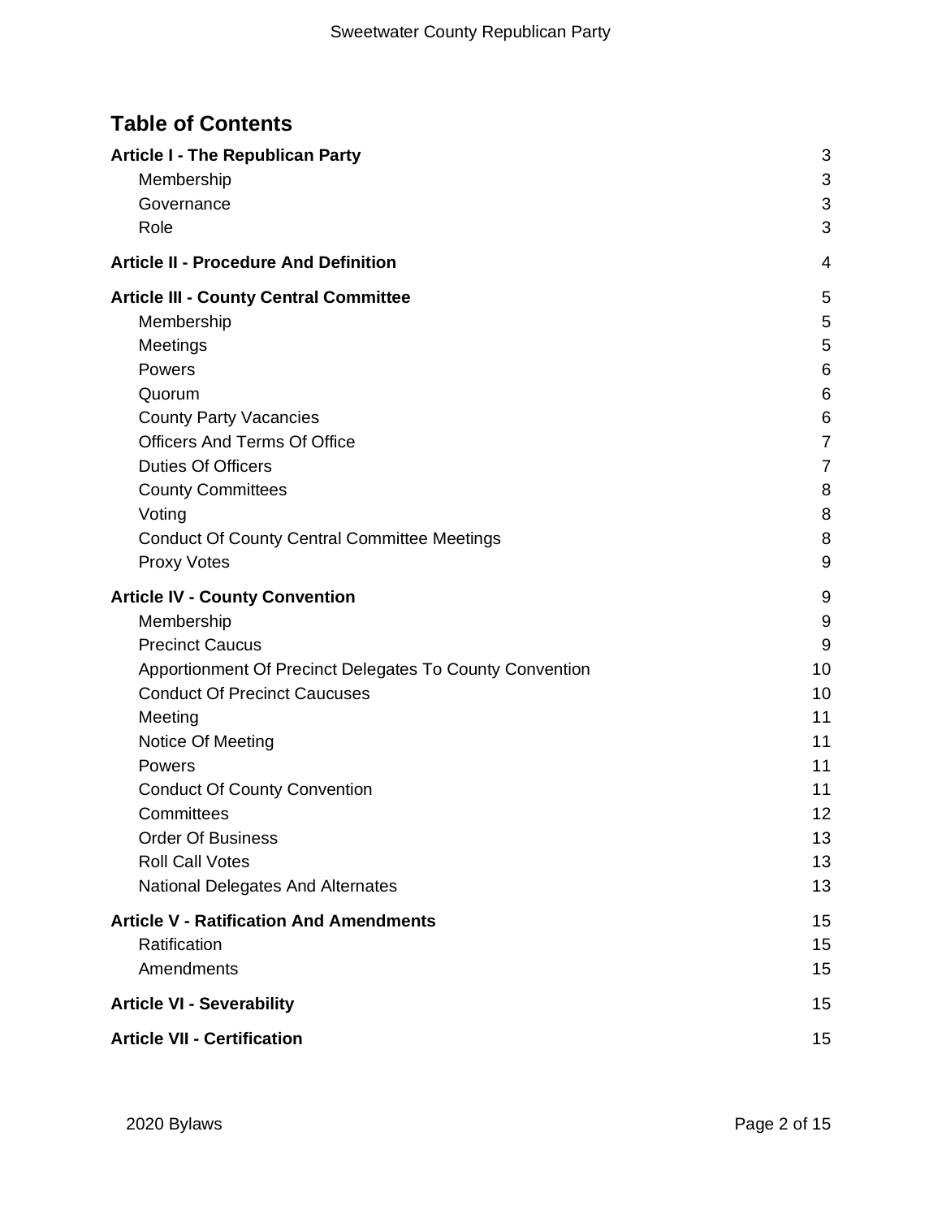## Table of Contents

**Article I - The Republican Party** 3

- Membership 3
- Governance 3
- Role 3

**Article II - Procedure And Definition** 4

**Article III - County Central Committee** 5

- Membership 5
- Meetings 5
- Powers 6
- Quorum 6
- County Party Vacancies 6
- Officers And Terms Of Office 7
- Duties Of Officers 7
- County Committees 8
- Voting 8
- Conduct Of County Central Committee Meetings 8
- Proxy Votes 9

**Article IV - County Convention** 9

- Membership 9
- Precinct Caucus 9
- Apportionment Of Precinct Delegates To County Convention 10
- Conduct Of Precinct Caucuses 10
- Meeting 11
- Notice Of Meeting 11
- Powers 11
- Conduct Of County Convention 11
- Committees 12
- Order Of Business 13
- Roll Call Votes 13
- National Delegates And Alternates 13

**Article V - Ratification And Amendments** 15

- Ratification 15
- Amendments 15

**Article VI - Severability** 15

**Article VII - Certification** 15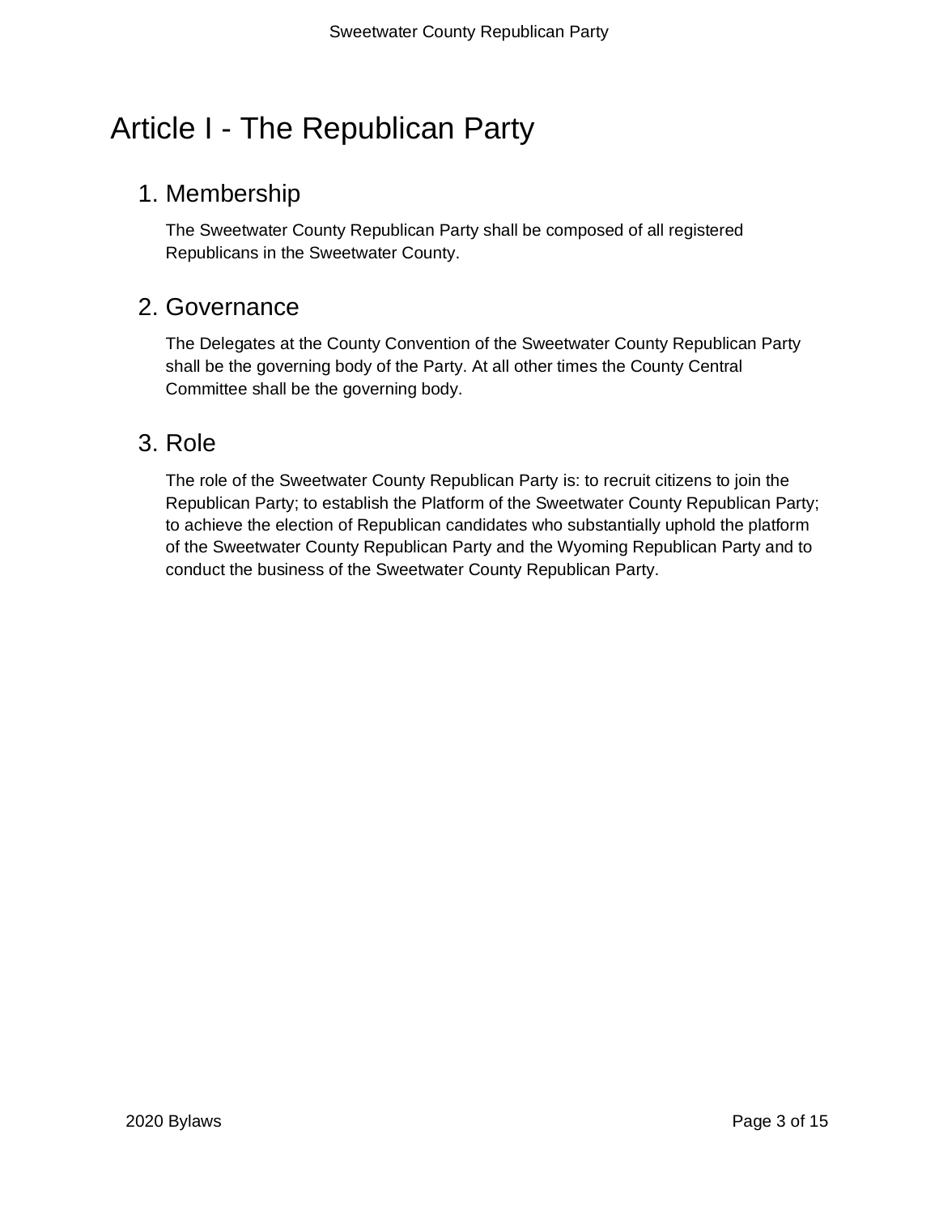# Article I - The Republican Party

## 1. Membership

The Sweetwater County Republican Party shall be composed of all registered Republicans in the Sweetwater County.

## 2. Governance

The Delegates at the County Convention of the Sweetwater County Republican Party shall be the governing body of the Party. At all other times the County Central Committee shall be the governing body.

## 3. Role

The role of the Sweetwater County Republican Party is: to recruit citizens to join the Republican Party; to establish the Platform of the Sweetwater County Republican Party; to achieve the election of Republican candidates who substantially uphold the platform of the Sweetwater County Republican Party and the Wyoming Republican Party and to conduct the business of the Sweetwater County Republican Party.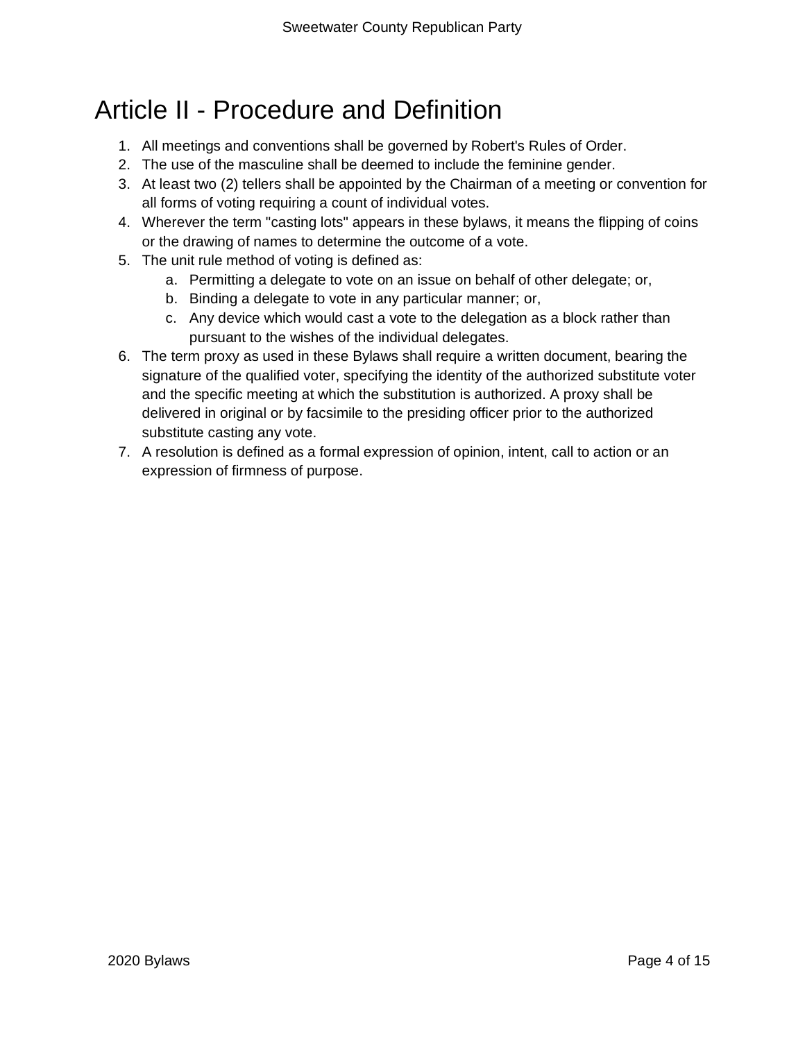# Article II - Procedure and Definition

1. All meetings and conventions shall be governed by Robert's Rules of Order.
2. The use of the masculine shall be deemed to include the feminine gender.
3. At least two (2) tellers shall be appointed by the Chairman of a meeting or convention for all forms of voting requiring a count of individual votes.
4. Wherever the term "casting lots" appears in these bylaws, it means the flipping of coins or the drawing of names to determine the outcome of a vote.
5. The unit rule method of voting is defined as:
   a. Permitting a delegate to vote on an issue on behalf of other delegate; or,
   b. Binding a delegate to vote in any particular manner; or,
   c. Any device which would cast a vote to the delegation as a block rather than pursuant to the wishes of the individual delegates.
6. The term proxy as used in these Bylaws shall require a written document, bearing the signature of the qualified voter, specifying the identity of the authorized substitute voter and the specific meeting at which the substitution is authorized. A proxy shall be delivered in original or by facsimile to the presiding officer prior to the authorized substitute casting any vote.
7. A resolution is defined as a formal expression of opinion, intent, call to action or an expression of firmness of purpose.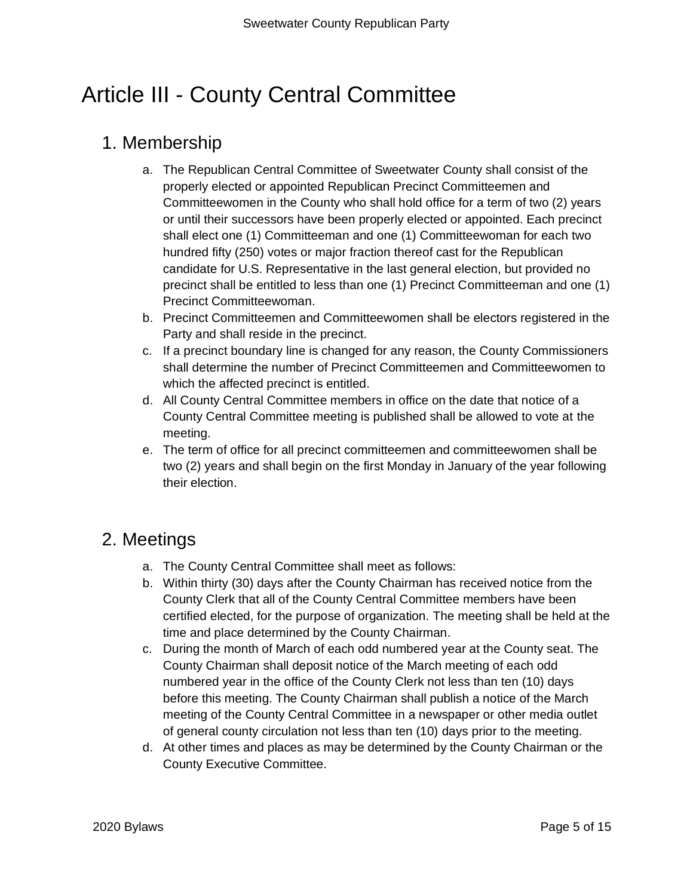# Article III - County Central Committee

## 1. Membership

a. The Republican Central Committee of Sweetwater County shall consist of the properly elected or appointed Republican Precinct Committeemen and Committeewomen in the County who shall hold office for a term of two (2) years or until their successors have been properly elected or appointed. Each precinct shall elect one (1) Committeeman and one (1) Committeewoman for each two hundred fifty (250) votes or major fraction thereof cast for the Republican candidate for U.S. Representative in the last general election, but provided no precinct shall be entitled to less than one (1) Precinct Committeeman and one (1) Precinct Committeewoman.

b. Precinct Committeemen and Committeewomen shall be electors registered in the Party and shall reside in the precinct.

c. If a precinct boundary line is changed for any reason, the County Commissioners shall determine the number of Precinct Committeemen and Committeewomen to which the affected precinct is entitled.

d. All County Central Committee members in office on the date that notice of a County Central Committee meeting is published shall be allowed to vote at the meeting.

e. The term of office for all precinct committeemen and committeewomen shall be two (2) years and shall begin on the first Monday in January of the year following their election.

## 2. Meetings

a. The County Central Committee shall meet as follows:

b. Within thirty (30) days after the County Chairman has received notice from the County Clerk that all of the County Central Committee members have been certified elected, for the purpose of organization. The meeting shall be held at the time and place determined by the County Chairman.

c. During the month of March of each odd numbered year at the County seat. The County Chairman shall deposit notice of the March meeting of each odd numbered year in the office of the County Clerk not less than ten (10) days before this meeting. The County Chairman shall publish a notice of the March meeting of the County Central Committee in a newspaper or other media outlet of general county circulation not less than ten (10) days prior to the meeting.

d. At other times and places as may be determined by the County Chairman or the County Executive Committee.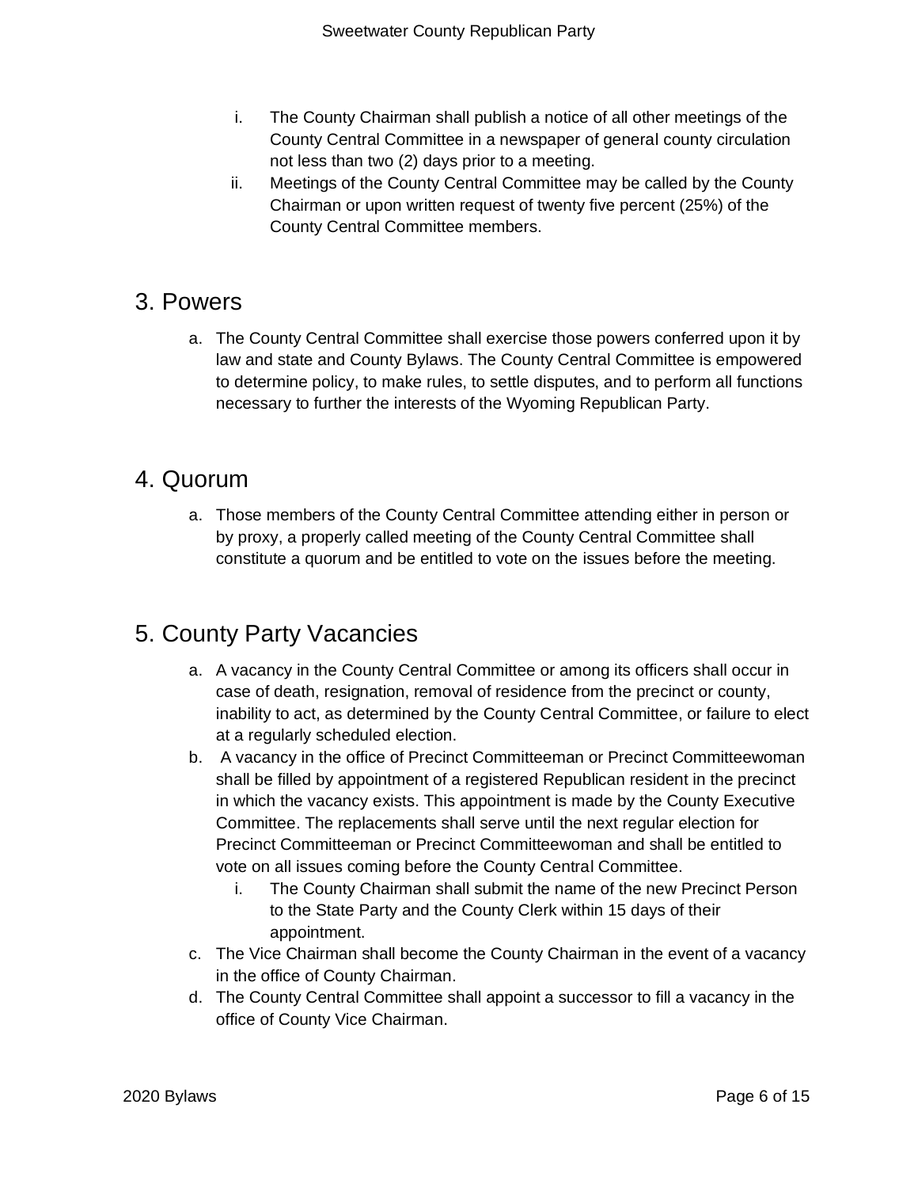i. The County Chairman shall publish a notice of all other meetings of the County Central Committee in a newspaper of general county circulation not less than two (2) days prior to a meeting.
   ii. Meetings of the County Central Committee may be called by the County Chairman or upon written request of twenty five percent (25%) of the County Central Committee members.

## 3. Powers

a. The County Central Committee shall exercise those powers conferred upon it by law and state and County Bylaws. The County Central Committee is empowered to determine policy, to make rules, to settle disputes, and to perform all functions necessary to further the interests of the Wyoming Republican Party.

## 4. Quorum

a. Those members of the County Central Committee attending either in person or by proxy, a properly called meeting of the County Central Committee shall constitute a quorum and be entitled to vote on the issues before the meeting.

## 5. County Party Vacancies

a. A vacancy in the County Central Committee or among its officers shall occur in case of death, resignation, removal of residence from the precinct or county, inability to act, as determined by the County Central Committee, or failure to elect at a regularly scheduled election.
b. A vacancy in the office of Precinct Committeeman or Precinct Committeewoman shall be filled by appointment of a registered Republican resident in the precinct in which the vacancy exists. This appointment is made by the County Executive Committee. The replacements shall serve until the next regular election for Precinct Committeeman or Precinct Committeewoman and shall be entitled to vote on all issues coming before the County Central Committee.
   i. The County Chairman shall submit the name of the new Precinct Person to the State Party and the County Clerk within 15 days of their appointment.
c. The Vice Chairman shall become the County Chairman in the event of a vacancy in the office of County Chairman.
d. The County Central Committee shall appoint a successor to fill a vacancy in the office of County Vice Chairman.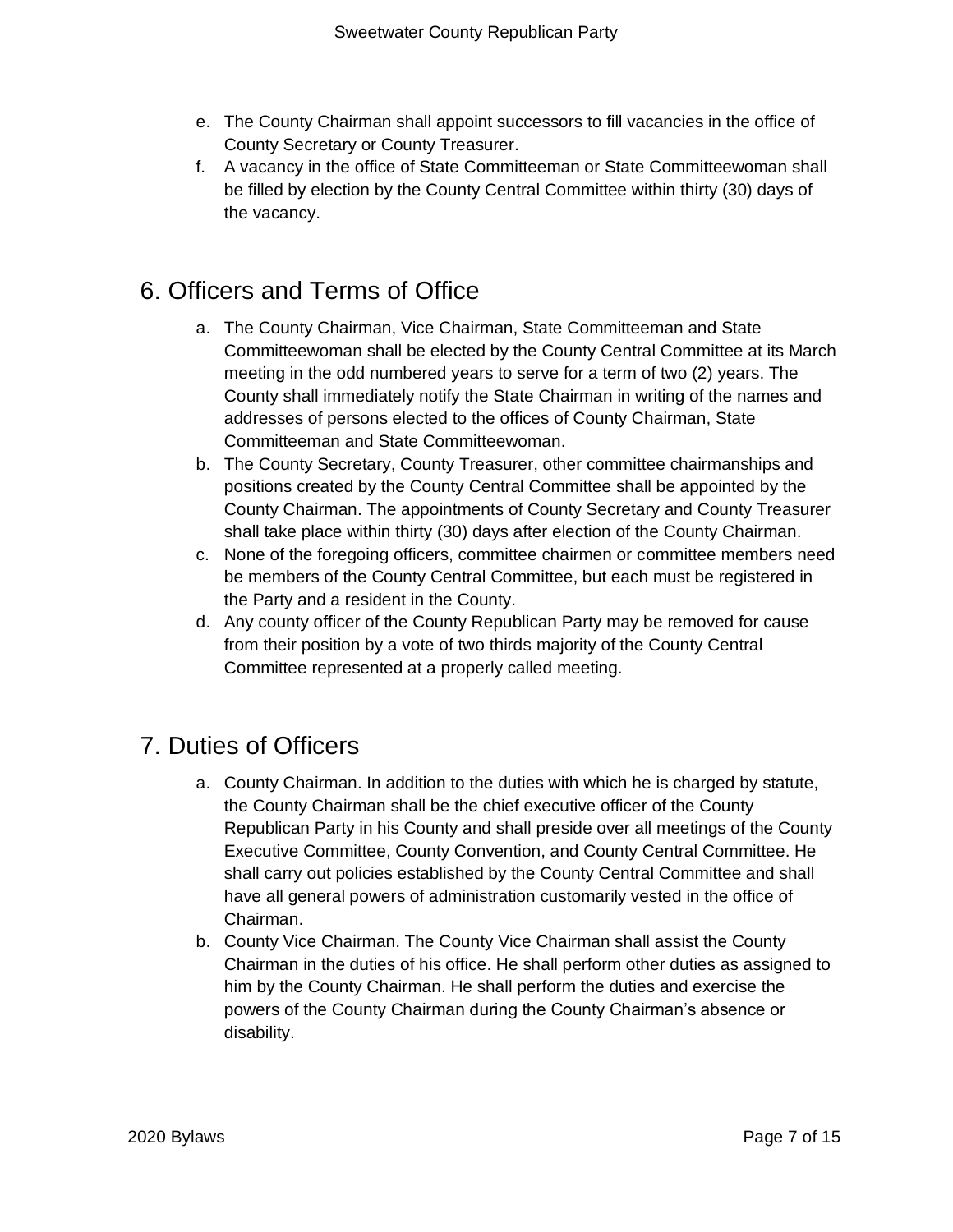e. The County Chairman shall appoint successors to fill vacancies in the office of County Secretary or County Treasurer.
f. A vacancy in the office of State Committeeman or State Committeewoman shall be filled by election by the County Central Committee within thirty (30) days of the vacancy.

## 6. Officers and Terms of Office

a. The County Chairman, Vice Chairman, State Committeeman and State Committeewoman shall be elected by the County Central Committee at its March meeting in the odd numbered years to serve for a term of two (2) years. The County shall immediately notify the State Chairman in writing of the names and addresses of persons elected to the offices of County Chairman, State Committeeman and State Committeewoman.
b. The County Secretary, County Treasurer, other committee chairmanships and positions created by the County Central Committee shall be appointed by the County Chairman. The appointments of County Secretary and County Treasurer shall take place within thirty (30) days after election of the County Chairman.
c. None of the foregoing officers, committee chairmen or committee members need be members of the County Central Committee, but each must be registered in the Party and a resident in the County.
d. Any county officer of the County Republican Party may be removed for cause from their position by a vote of two thirds majority of the County Central Committee represented at a properly called meeting.

## 7. Duties of Officers

a. County Chairman. In addition to the duties with which he is charged by statute, the County Chairman shall be the chief executive officer of the County Republican Party in his County and shall preside over all meetings of the County Executive Committee, County Convention, and County Central Committee. He shall carry out policies established by the County Central Committee and shall have all general powers of administration customarily vested in the office of Chairman.
b. County Vice Chairman. The County Vice Chairman shall assist the County Chairman in the duties of his office. He shall perform other duties as assigned to him by the County Chairman. He shall perform the duties and exercise the powers of the County Chairman during the County Chairman's absence or disability.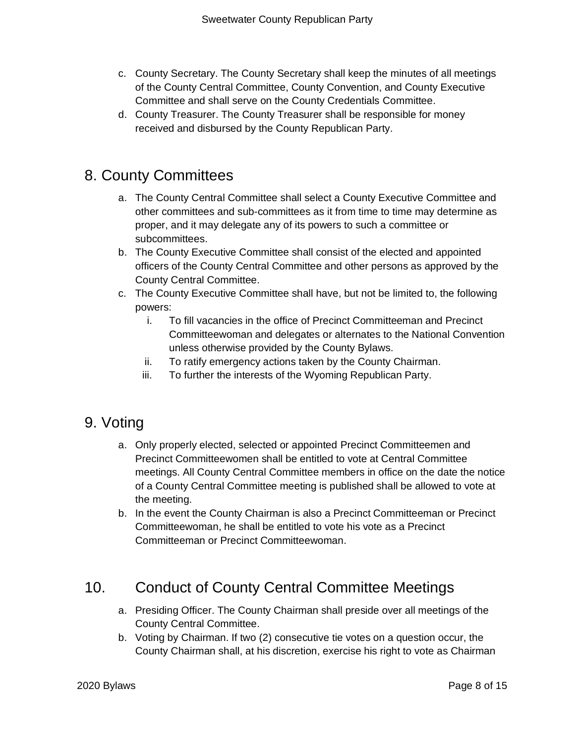c. County Secretary. The County Secretary shall keep the minutes of all meetings of the County Central Committee, County Convention, and County Executive Committee and shall serve on the County Credentials Committee.
d. County Treasurer. The County Treasurer shall be responsible for money received and disbursed by the County Republican Party.

## 8. County Committees

a. The County Central Committee shall select a County Executive Committee and other committees and sub-committees as it from time to time may determine as proper, and it may delegate any of its powers to such a committee or subcommittees.
b. The County Executive Committee shall consist of the elected and appointed officers of the County Central Committee and other persons as approved by the County Central Committee.
c. The County Executive Committee shall have, but not be limited to, the following powers:
   i. To fill vacancies in the office of Precinct Committeeman and Precinct Committeewoman and delegates or alternates to the National Convention unless otherwise provided by the County Bylaws.
   ii. To ratify emergency actions taken by the County Chairman.
   iii. To further the interests of the Wyoming Republican Party.

## 9. Voting

a. Only properly elected, selected or appointed Precinct Committeemen and Precinct Committeewomen shall be entitled to vote at Central Committee meetings. All County Central Committee members in office on the date the notice of a County Central Committee meeting is published shall be allowed to vote at the meeting.
b. In the event the County Chairman is also a Precinct Committeeman or Precinct Committeewoman, he shall be entitled to vote his vote as a Precinct Committeeman or Precinct Committeewoman.

## 10. Conduct of County Central Committee Meetings

a. Presiding Officer. The County Chairman shall preside over all meetings of the County Central Committee.
b. Voting by Chairman. If two (2) consecutive tie votes on a question occur, the County Chairman shall, at his discretion, exercise his right to vote as Chairman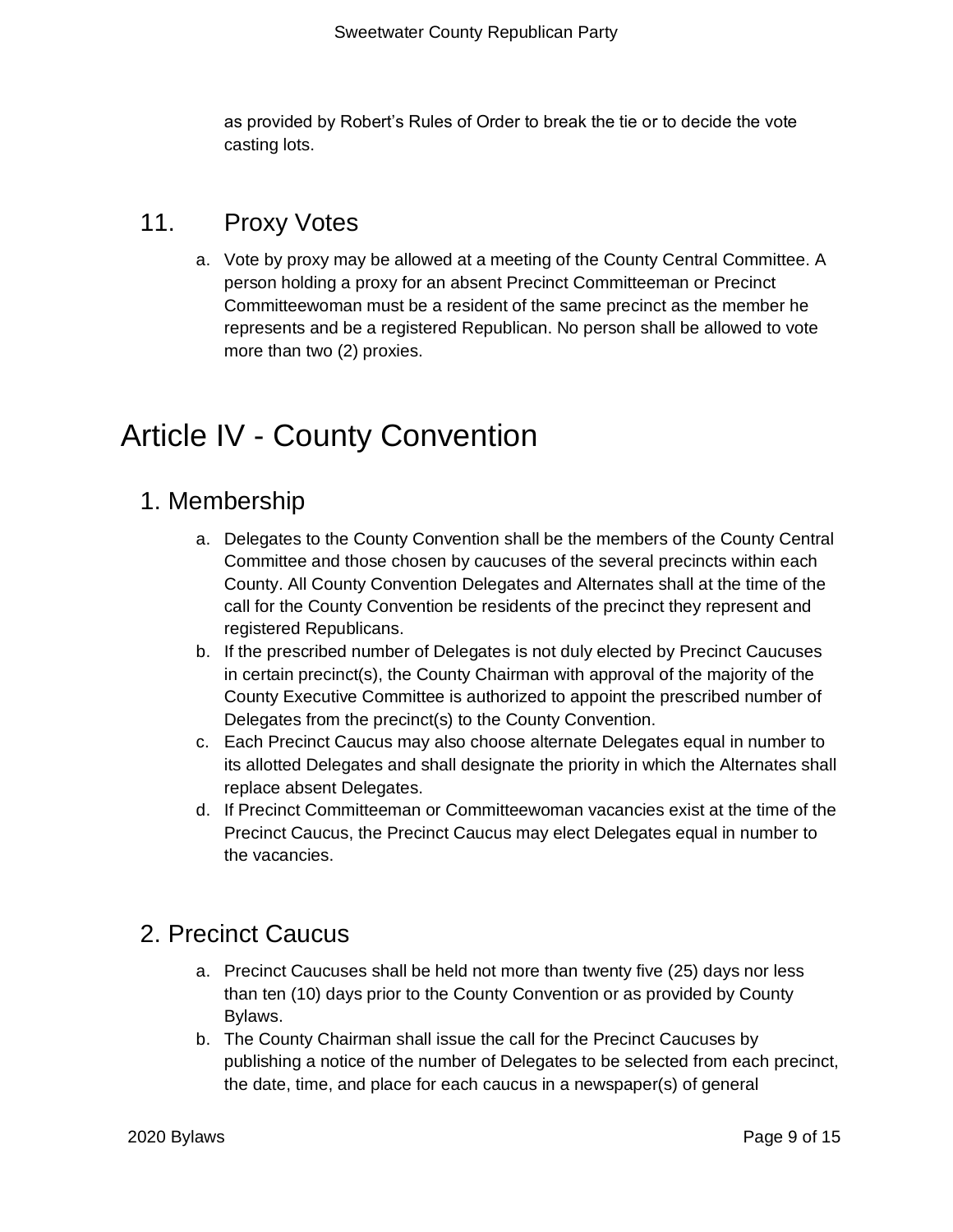as provided by Robert's Rules of Order to break the tie or to decide the vote casting lots.

## 11. Proxy Votes

a. Vote by proxy may be allowed at a meeting of the County Central Committee. A person holding a proxy for an absent Precinct Committeeman or Precinct Committeewoman must be a resident of the same precinct as the member he represents and be a registered Republican. No person shall be allowed to vote more than two (2) proxies.

# Article IV - County Convention

## 1. Membership

a. Delegates to the County Convention shall be the members of the County Central Committee and those chosen by caucuses of the several precincts within each County. All County Convention Delegates and Alternates shall at the time of the call for the County Convention be residents of the precinct they represent and registered Republicans.
b. If the prescribed number of Delegates is not duly elected by Precinct Caucuses in certain precinct(s), the County Chairman with approval of the majority of the County Executive Committee is authorized to appoint the prescribed number of Delegates from the precinct(s) to the County Convention.
c. Each Precinct Caucus may also choose alternate Delegates equal in number to its allotted Delegates and shall designate the priority in which the Alternates shall replace absent Delegates.
d. If Precinct Committeeman or Committeewoman vacancies exist at the time of the Precinct Caucus, the Precinct Caucus may elect Delegates equal in number to the vacancies.

## 2. Precinct Caucus

a. Precinct Caucuses shall be held not more than twenty five (25) days nor less than ten (10) days prior to the County Convention or as provided by County Bylaws.
b. The County Chairman shall issue the call for the Precinct Caucuses by publishing a notice of the number of Delegates to be selected from each precinct, the date, time, and place for each caucus in a newspaper(s) of general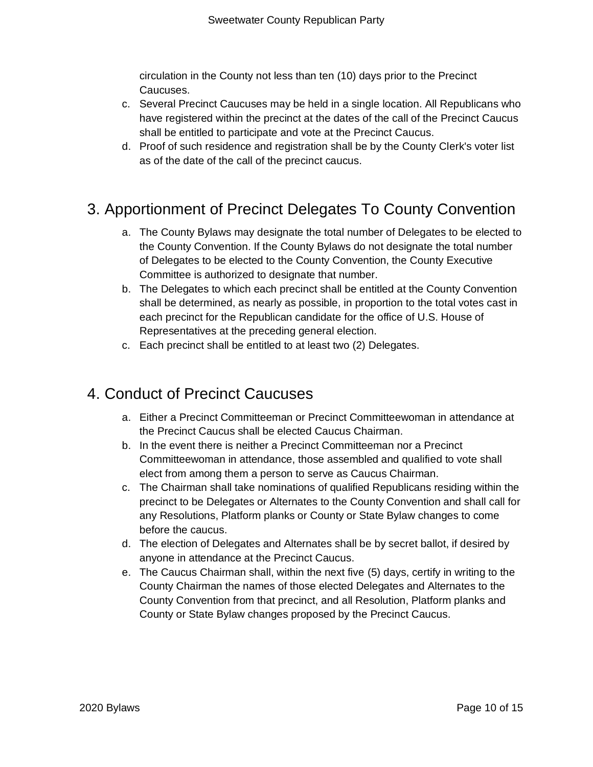circulation in the County not less than ten (10) days prior to the Precinct Caucuses.

c. Several Precinct Caucuses may be held in a single location. All Republicans who have registered within the precinct at the dates of the call of the Precinct Caucus shall be entitled to participate and vote at the Precinct Caucus.
d. Proof of such residence and registration shall be by the County Clerk's voter list as of the date of the call of the precinct caucus.

## 3. Apportionment of Precinct Delegates To County Convention

a. The County Bylaws may designate the total number of Delegates to be elected to the County Convention. If the County Bylaws do not designate the total number of Delegates to be elected to the County Convention, the County Executive Committee is authorized to designate that number.
b. The Delegates to which each precinct shall be entitled at the County Convention shall be determined, as nearly as possible, in proportion to the total votes cast in each precinct for the Republican candidate for the office of U.S. House of Representatives at the preceding general election.
c. Each precinct shall be entitled to at least two (2) Delegates.

## 4. Conduct of Precinct Caucuses

a. Either a Precinct Committeeman or Precinct Committeewoman in attendance at the Precinct Caucus shall be elected Caucus Chairman.
b. In the event there is neither a Precinct Committeeman nor a Precinct Committeewoman in attendance, those assembled and qualified to vote shall elect from among them a person to serve as Caucus Chairman.
c. The Chairman shall take nominations of qualified Republicans residing within the precinct to be Delegates or Alternates to the County Convention and shall call for any Resolutions, Platform planks or County or State Bylaw changes to come before the caucus.
d. The election of Delegates and Alternates shall be by secret ballot, if desired by anyone in attendance at the Precinct Caucus.
e. The Caucus Chairman shall, within the next five (5) days, certify in writing to the County Chairman the names of those elected Delegates and Alternates to the County Convention from that precinct, and all Resolution, Platform planks and County or State Bylaw changes proposed by the Precinct Caucus.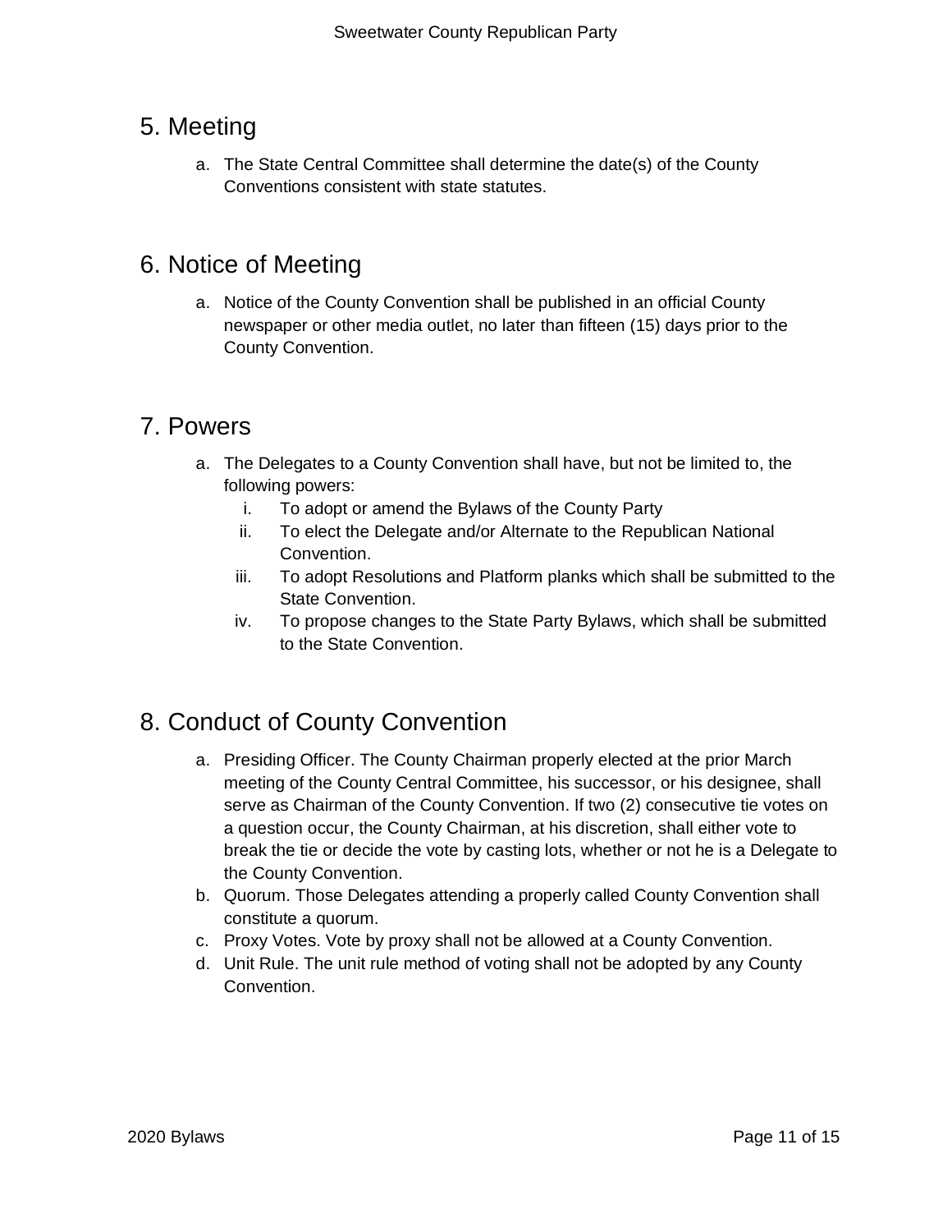## 5. Meeting

a. The State Central Committee shall determine the date(s) of the County Conventions consistent with state statutes.

## 6. Notice of Meeting

a. Notice of the County Convention shall be published in an official County newspaper or other media outlet, no later than fifteen (15) days prior to the County Convention.

## 7. Powers

a. The Delegates to a County Convention shall have, but not be limited to, the following powers:
   i. To adopt or amend the Bylaws of the County Party
   ii. To elect the Delegate and/or Alternate to the Republican National Convention.
   iii. To adopt Resolutions and Platform planks which shall be submitted to the State Convention.
   iv. To propose changes to the State Party Bylaws, which shall be submitted to the State Convention.

## 8. Conduct of County Convention

a. Presiding Officer. The County Chairman properly elected at the prior March meeting of the County Central Committee, his successor, or his designee, shall serve as Chairman of the County Convention. If two (2) consecutive tie votes on a question occur, the County Chairman, at his discretion, shall either vote to break the tie or decide the vote by casting lots, whether or not he is a Delegate to the County Convention.
b. Quorum. Those Delegates attending a properly called County Convention shall constitute a quorum.
c. Proxy Votes. Vote by proxy shall not be allowed at a County Convention.
d. Unit Rule. The unit rule method of voting shall not be adopted by any County Convention.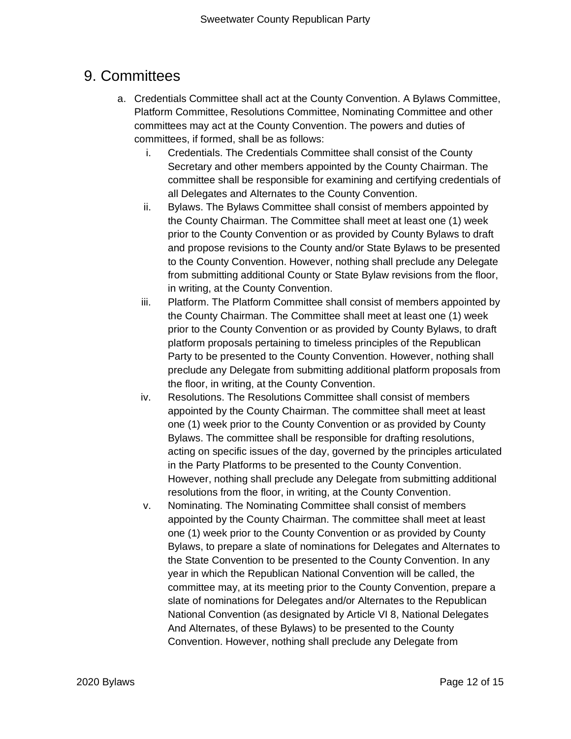# 9. Committees

a. Credentials Committee shall act at the County Convention. A Bylaws Committee, Platform Committee, Resolutions Committee, Nominating Committee and other committees may act at the County Convention. The powers and duties of committees, if formed, shall be as follows:

   i. Credentials. The Credentials Committee shall consist of the County Secretary and other members appointed by the County Chairman. The committee shall be responsible for examining and certifying credentials of all Delegates and Alternates to the County Convention.

   ii. Bylaws. The Bylaws Committee shall consist of members appointed by the County Chairman. The Committee shall meet at least one (1) week prior to the County Convention or as provided by County Bylaws to draft and propose revisions to the County and/or State Bylaws to be presented to the County Convention. However, nothing shall preclude any Delegate from submitting additional County or State Bylaw revisions from the floor, in writing, at the County Convention.

   iii. Platform. The Platform Committee shall consist of members appointed by the County Chairman. The Committee shall meet at least one (1) week prior to the County Convention or as provided by County Bylaws, to draft platform proposals pertaining to timeless principles of the Republican Party to be presented to the County Convention. However, nothing shall preclude any Delegate from submitting additional platform proposals from the floor, in writing, at the County Convention.

   iv. Resolutions. The Resolutions Committee shall consist of members appointed by the County Chairman. The committee shall meet at least one (1) week prior to the County Convention or as provided by County Bylaws. The committee shall be responsible for drafting resolutions, acting on specific issues of the day, governed by the principles articulated in the Party Platforms to be presented to the County Convention. However, nothing shall preclude any Delegate from submitting additional resolutions from the floor, in writing, at the County Convention.

   v. Nominating. The Nominating Committee shall consist of members appointed by the County Chairman. The committee shall meet at least one (1) week prior to the County Convention or as provided by County Bylaws, to prepare a slate of nominations for Delegates and Alternates to the State Convention to be presented to the County Convention. In any year in which the Republican National Convention will be called, the committee may, at its meeting prior to the County Convention, prepare a slate of nominations for Delegates and/or Alternates to the Republican National Convention (as designated by Article VI 8, National Delegates And Alternates, of these Bylaws) to be presented to the County Convention. However, nothing shall preclude any Delegate from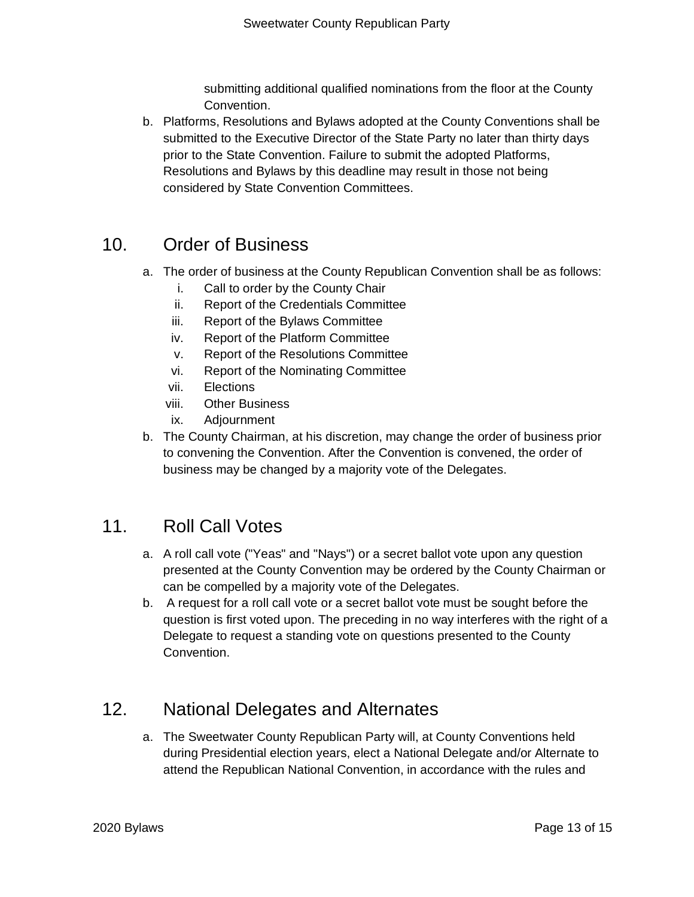submitting additional qualified nominations from the floor at the County Convention.

b. Platforms, Resolutions and Bylaws adopted at the County Conventions shall be submitted to the Executive Director of the State Party no later than thirty days prior to the State Convention. Failure to submit the adopted Platforms, Resolutions and Bylaws by this deadline may result in those not being considered by State Convention Committees.

## 10. Order of Business

a. The order of business at the County Republican Convention shall be as follows:
   i. Call to order by the County Chair
   ii. Report of the Credentials Committee
   iii. Report of the Bylaws Committee
   iv. Report of the Platform Committee
   v. Report of the Resolutions Committee
   vi. Report of the Nominating Committee
   vii. Elections
   viii. Other Business
   ix. Adjournment

b. The County Chairman, at his discretion, may change the order of business prior to convening the Convention. After the Convention is convened, the order of business may be changed by a majority vote of the Delegates.

## 11. Roll Call Votes

a. A roll call vote ("Yeas" and "Nays") or a secret ballot vote upon any question presented at the County Convention may be ordered by the County Chairman or can be compelled by a majority vote of the Delegates.

b. A request for a roll call vote or a secret ballot vote must be sought before the question is first voted upon. The preceding in no way interferes with the right of a Delegate to request a standing vote on questions presented to the County Convention.

## 12. National Delegates and Alternates

a. The Sweetwater County Republican Party will, at County Conventions held during Presidential election years, elect a National Delegate and/or Alternate to attend the Republican National Convention, in accordance with the rules and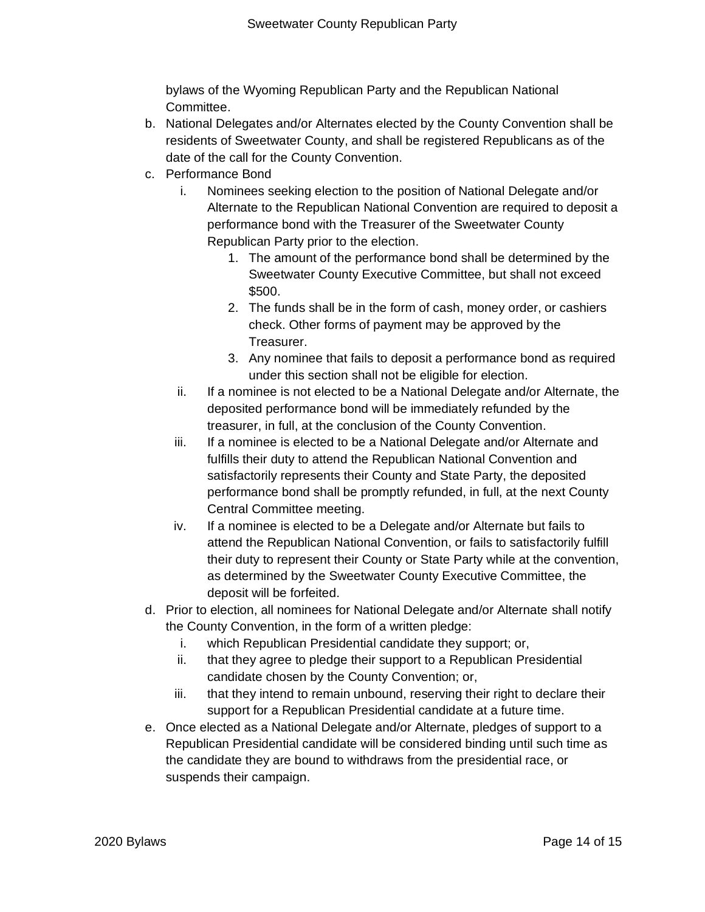bylaws of the Wyoming Republican Party and the Republican National Committee.

b. National Delegates and/or Alternates elected by the County Convention shall be residents of Sweetwater County, and shall be registered Republicans as of the date of the call for the County Convention.

c. Performance Bond

    i. Nominees seeking election to the position of National Delegate and/or Alternate to the Republican National Convention are required to deposit a performance bond with the Treasurer of the Sweetwater County Republican Party prior to the election.

        1. The amount of the performance bond shall be determined by the Sweetwater County Executive Committee, but shall not exceed $500.
        2. The funds shall be in the form of cash, money order, or cashiers check. Other forms of payment may be approved by the Treasurer.
        3. Any nominee that fails to deposit a performance bond as required under this section shall not be eligible for election.

    ii. If a nominee is not elected to be a National Delegate and/or Alternate, the deposited performance bond will be immediately refunded by the treasurer, in full, at the conclusion of the County Convention.

    iii. If a nominee is elected to be a National Delegate and/or Alternate and fulfills their duty to attend the Republican National Convention and satisfactorily represents their County and State Party, the deposited performance bond shall be promptly refunded, in full, at the next County Central Committee meeting.

    iv. If a nominee is elected to be a Delegate and/or Alternate but fails to attend the Republican National Convention, or fails to satisfactorily fulfill their duty to represent their County or State Party while at the convention, as determined by the Sweetwater County Executive Committee, the deposit will be forfeited.

d. Prior to election, all nominees for National Delegate and/or Alternate shall notify the County Convention, in the form of a written pledge:

    i. which Republican Presidential candidate they support; or,
    ii. that they agree to pledge their support to a Republican Presidential candidate chosen by the County Convention; or,
    iii. that they intend to remain unbound, reserving their right to declare their support for a Republican Presidential candidate at a future time.

e. Once elected as a National Delegate and/or Alternate, pledges of support to a Republican Presidential candidate will be considered binding until such time as the candidate they are bound to withdraws from the presidential race, or suspends their campaign.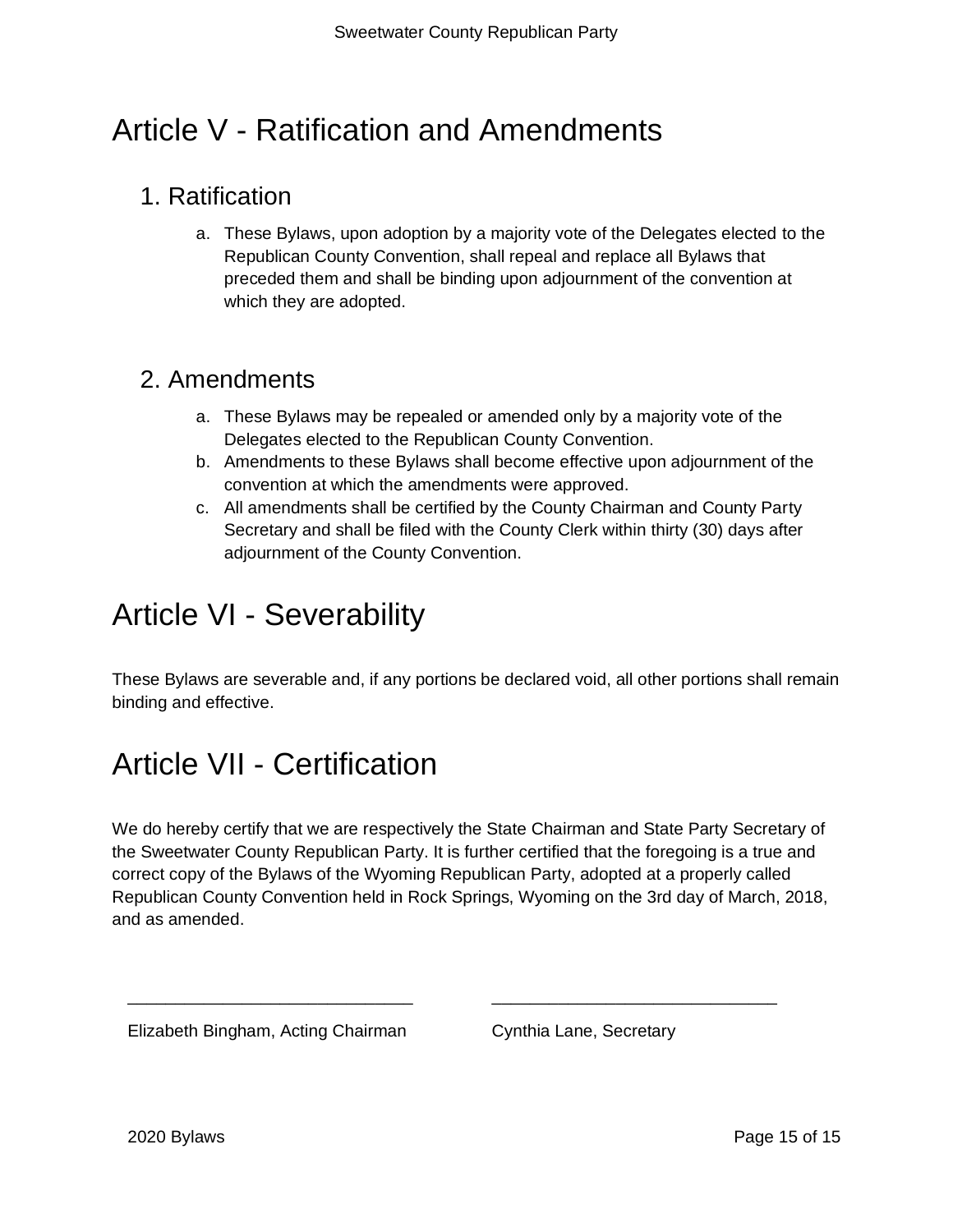# Article V - Ratification and Amendments

## 1. Ratification

a. These Bylaws, upon adoption by a majority vote of the Delegates elected to the Republican County Convention, shall repeal and replace all Bylaws that preceded them and shall be binding upon adjournment of the convention at which they are adopted.

## 2. Amendments

a. These Bylaws may be repealed or amended only by a majority vote of the Delegates elected to the Republican County Convention.
b. Amendments to these Bylaws shall become effective upon adjournment of the convention at which the amendments were approved.
c. All amendments shall be certified by the County Chairman and County Party Secretary and shall be filed with the County Clerk within thirty (30) days after adjournment of the County Convention.

# Article VI - Severability

These Bylaws are severable and, if any portions be declared void, all other portions shall remain binding and effective.

# Article VII - Certification

We do hereby certify that we are respectively the State Chairman and State Party Secretary of the Sweetwater County Republican Party. It is further certified that the foregoing is a true and correct copy of the Bylaws of the Wyoming Republican Party, adopted at a properly called Republican County Convention held in Rock Springs, Wyoming on the 3rd day of March, 2018, and as amended.

______________________________

Elizabeth Bingham, Acting Chairman

______________________________

Cynthia Lane, Secretary